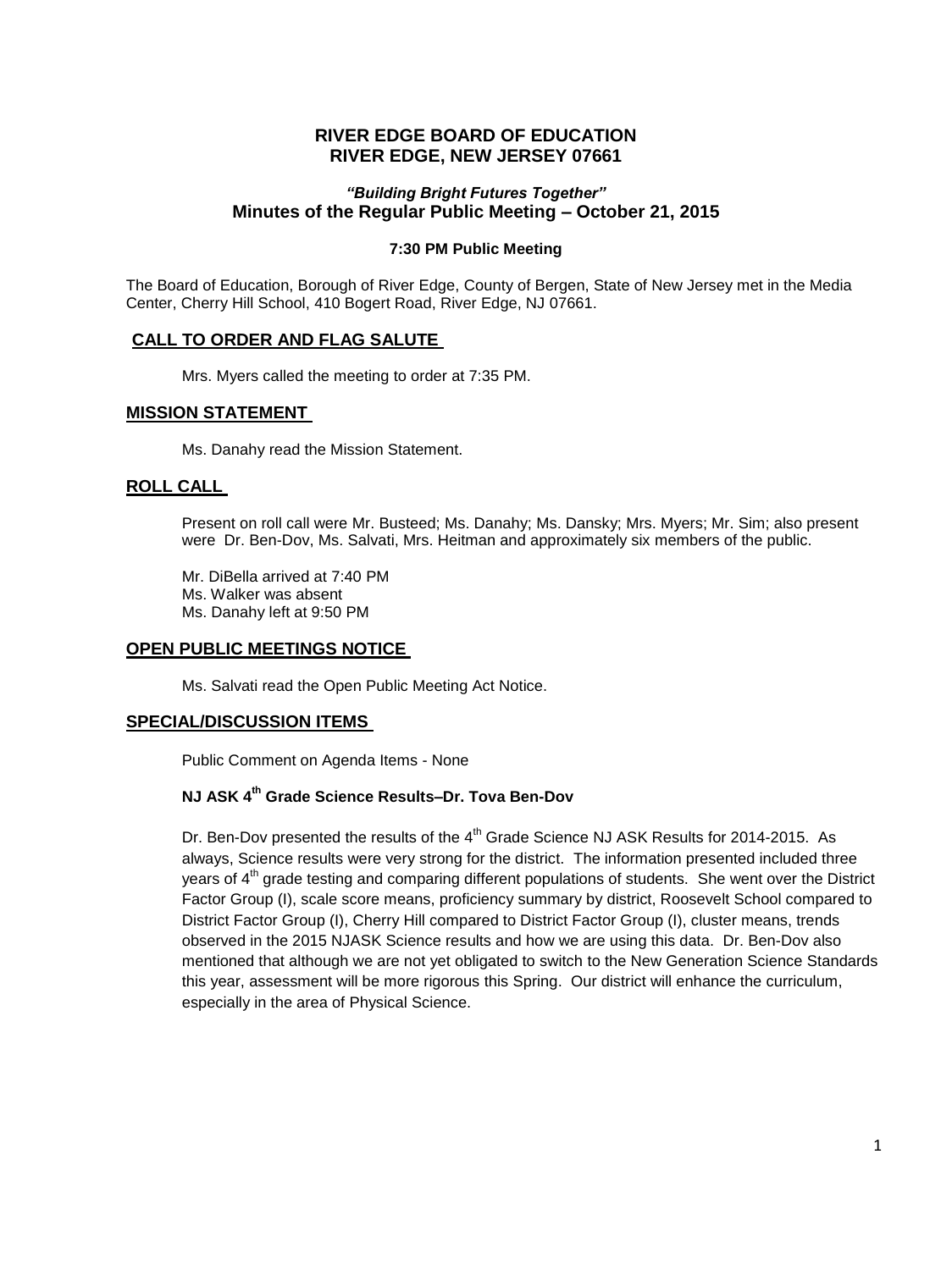# RIVER EDGE BOARD OF EDUCATION
# RIVER EDGE, NEW JERSEY 07661

### *"Building Bright Futures Together"*
### Minutes of the Regular Public Meeting – October 21, 2015

**7:30 PM Public Meeting**

The Board of Education, Borough of River Edge, County of Bergen, State of New Jersey met in the Media Center, Cherry Hill School, 410 Bogert Road, River Edge, NJ 07661.

## CALL TO ORDER AND FLAG SALUTE

Mrs. Myers called the meeting to order at 7:35 PM.

## MISSION STATEMENT

Ms. Danahy read the Mission Statement.

## ROLL CALL

Present on roll call were Mr. Busteed; Ms. Danahy; Ms. Dansky; Mrs. Myers; Mr. Sim; also present were Dr. Ben-Dov, Ms. Salvati, Mrs. Heitman and approximately six members of the public.

Mr. DiBella arrived at 7:40 PM
Ms. Walker was absent
Ms. Danahy left at 9:50 PM

## OPEN PUBLIC MEETINGS NOTICE

Ms. Salvati read the Open Public Meeting Act Notice.

## SPECIAL/DISCUSSION ITEMS

Public Comment on Agenda Items - None

### NJ ASK 4th Grade Science Results–Dr. Tova Ben-Dov

Dr. Ben-Dov presented the results of the 4th Grade Science NJ ASK Results for 2014-2015. As always, Science results were very strong for the district. The information presented included three years of 4th grade testing and comparing different populations of students. She went over the District Factor Group (I), scale score means, proficiency summary by district, Roosevelt School compared to District Factor Group (I), Cherry Hill compared to District Factor Group (I), cluster means, trends observed in the 2015 NJASK Science results and how we are using this data. Dr. Ben-Dov also mentioned that although we are not yet obligated to switch to the New Generation Science Standards this year, assessment will be more rigorous this Spring. Our district will enhance the curriculum, especially in the area of Physical Science.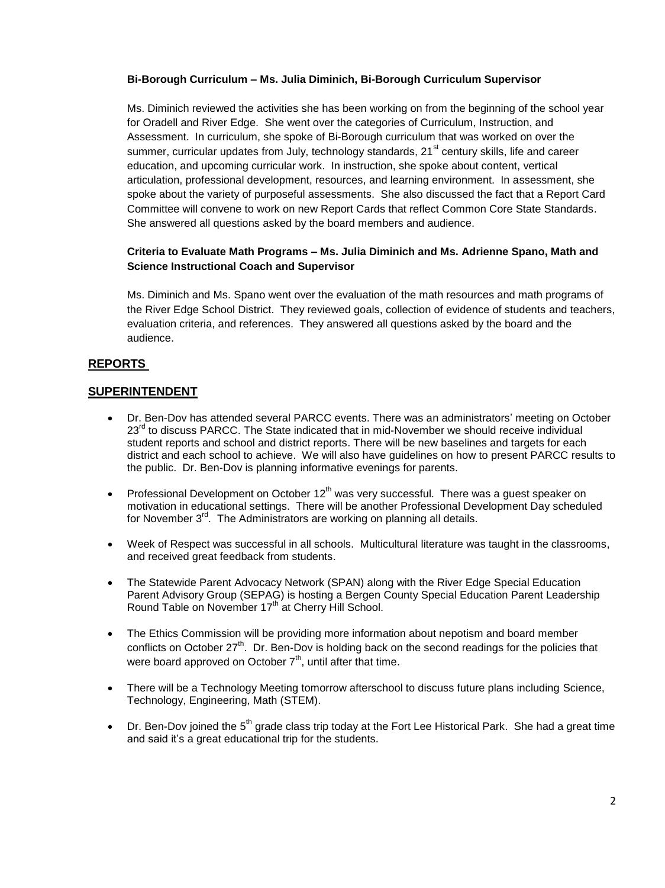**Bi-Borough Curriculum – Ms. Julia Diminich, Bi-Borough Curriculum Supervisor**

Ms. Diminich reviewed the activities she has been working on from the beginning of the school year for Oradell and River Edge. She went over the categories of Curriculum, Instruction, and Assessment. In curriculum, she spoke of Bi-Borough curriculum that was worked on over the summer, curricular updates from July, technology standards, 21st century skills, life and career education, and upcoming curricular work. In instruction, she spoke about content, vertical articulation, professional development, resources, and learning environment. In assessment, she spoke about the variety of purposeful assessments. She also discussed the fact that a Report Card Committee will convene to work on new Report Cards that reflect Common Core State Standards. She answered all questions asked by the board members and audience.

**Criteria to Evaluate Math Programs – Ms. Julia Diminich and Ms. Adrienne Spano, Math and Science Instructional Coach and Supervisor**

Ms. Diminich and Ms. Spano went over the evaluation of the math resources and math programs of the River Edge School District. They reviewed goals, collection of evidence of students and teachers, evaluation criteria, and references. They answered all questions asked by the board and the audience.

## REPORTS

## SUPERINTENDENT

- Dr. Ben-Dov has attended several PARCC events. There was an administrators' meeting on October 23rd to discuss PARCC. The State indicated that in mid-November we should receive individual student reports and school and district reports. There will be new baselines and targets for each district and each school to achieve. We will also have guidelines on how to present PARCC results to the public. Dr. Ben-Dov is planning informative evenings for parents.
- Professional Development on October 12th was very successful. There was a guest speaker on motivation in educational settings. There will be another Professional Development Day scheduled for November 3rd. The Administrators are working on planning all details.
- Week of Respect was successful in all schools. Multicultural literature was taught in the classrooms, and received great feedback from students.
- The Statewide Parent Advocacy Network (SPAN) along with the River Edge Special Education Parent Advisory Group (SEPAG) is hosting a Bergen County Special Education Parent Leadership Round Table on November 17th at Cherry Hill School.
- The Ethics Commission will be providing more information about nepotism and board member conflicts on October 27th. Dr. Ben-Dov is holding back on the second readings for the policies that were board approved on October 7th, until after that time.
- There will be a Technology Meeting tomorrow afterschool to discuss future plans including Science, Technology, Engineering, Math (STEM).
- Dr. Ben-Dov joined the 5th grade class trip today at the Fort Lee Historical Park. She had a great time and said it's a great educational trip for the students.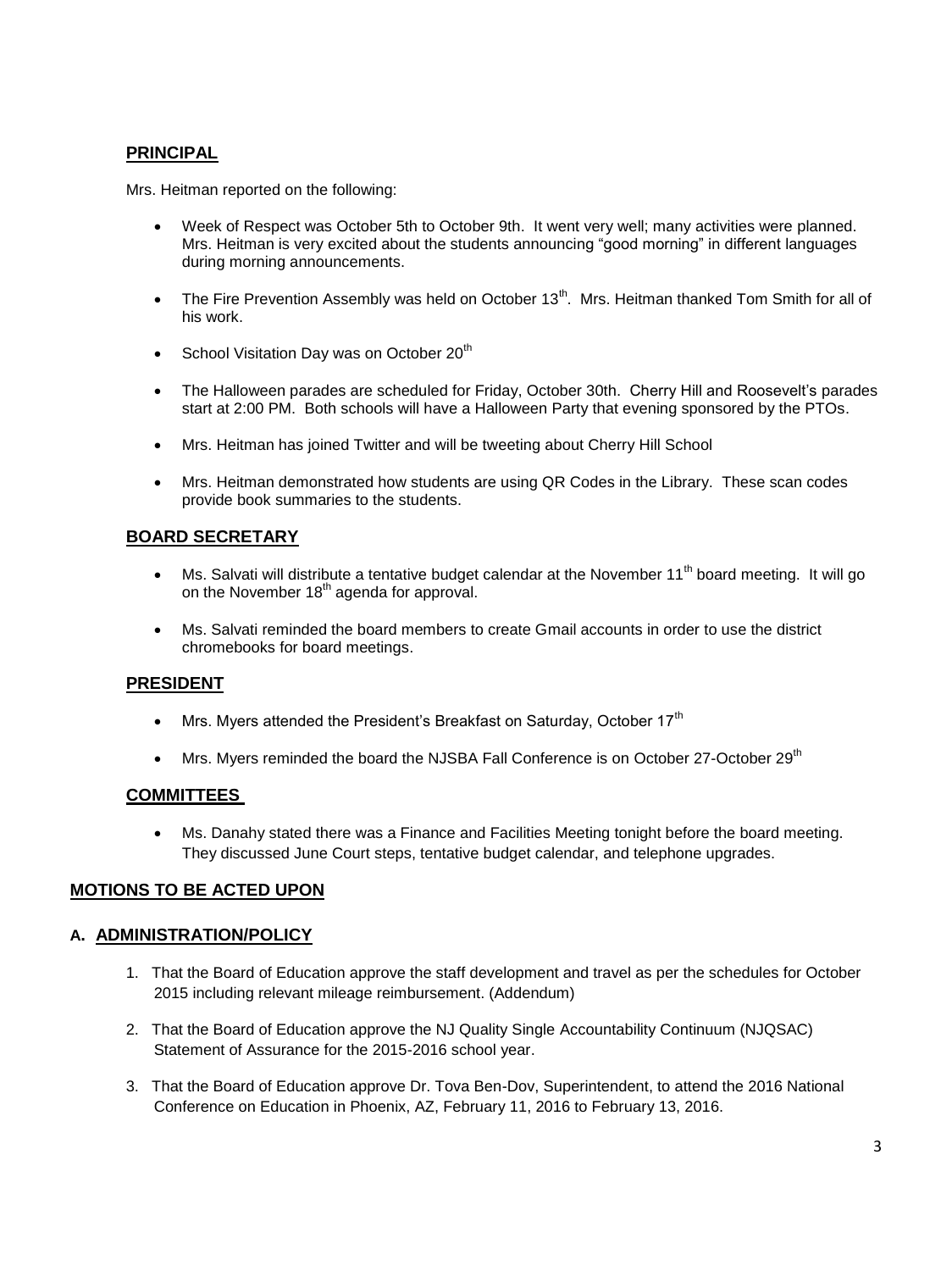## PRINCIPAL

Mrs. Heitman reported on the following:

- Week of Respect was October 5th to October 9th. It went very well; many activities were planned. Mrs. Heitman is very excited about the students announcing "good morning" in different languages during morning announcements.
- The Fire Prevention Assembly was held on October 13th. Mrs. Heitman thanked Tom Smith for all of his work.
- School Visitation Day was on October 20th
- The Halloween parades are scheduled for Friday, October 30th. Cherry Hill and Roosevelt's parades start at 2:00 PM. Both schools will have a Halloween Party that evening sponsored by the PTOs.
- Mrs. Heitman has joined Twitter and will be tweeting about Cherry Hill School
- Mrs. Heitman demonstrated how students are using QR Codes in the Library. These scan codes provide book summaries to the students.

## BOARD SECRETARY

- Ms. Salvati will distribute a tentative budget calendar at the November 11th board meeting. It will go on the November 18th agenda for approval.
- Ms. Salvati reminded the board members to create Gmail accounts in order to use the district chromebooks for board meetings.

## PRESIDENT

- Mrs. Myers attended the President's Breakfast on Saturday, October 17th
- Mrs. Myers reminded the board the NJSBA Fall Conference is on October 27-October 29th

## COMMITTEES

- Ms. Danahy stated there was a Finance and Facilities Meeting tonight before the board meeting. They discussed June Court steps, tentative budget calendar, and telephone upgrades.

## MOTIONS TO BE ACTED UPON

### A. ADMINISTRATION/POLICY

1. That the Board of Education approve the staff development and travel as per the schedules for October 2015 including relevant mileage reimbursement. (Addendum)
2. That the Board of Education approve the NJ Quality Single Accountability Continuum (NJQSAC) Statement of Assurance for the 2015-2016 school year.
3. That the Board of Education approve Dr. Tova Ben-Dov, Superintendent, to attend the 2016 National Conference on Education in Phoenix, AZ, February 11, 2016 to February 13, 2016.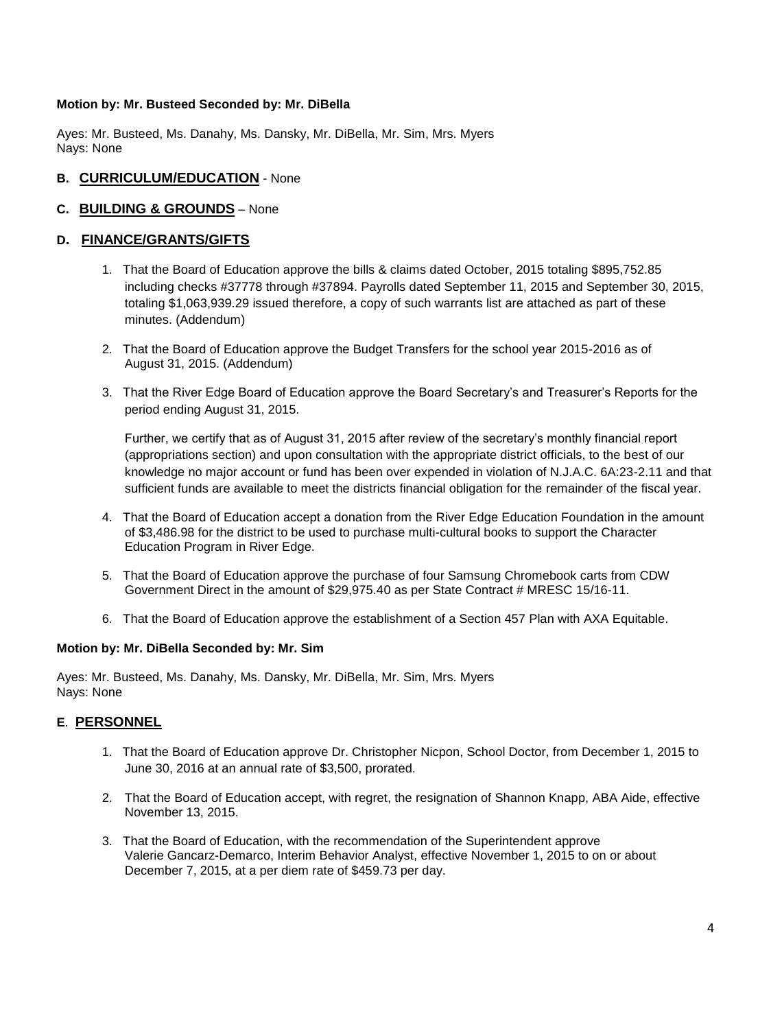**Motion by: Mr. Busteed Seconded by: Mr. DiBella**

Ayes: Mr. Busteed, Ms. Danahy, Ms. Dansky, Mr. DiBella, Mr. Sim, Mrs. Myers
Nays: None

## B. CURRICULUM/EDUCATION - None

## C. BUILDING & GROUNDS – None

## D. FINANCE/GRANTS/GIFTS

1. That the Board of Education approve the bills & claims dated October, 2015 totaling $895,752.85 including checks #37778 through #37894. Payrolls dated September 11, 2015 and September 30, 2015, totaling $1,063,939.29 issued therefore, a copy of such warrants list are attached as part of these minutes. (Addendum)

2. That the Board of Education approve the Budget Transfers for the school year 2015-2016 as of August 31, 2015. (Addendum)

3. That the River Edge Board of Education approve the Board Secretary's and Treasurer's Reports for the period ending August 31, 2015.

   Further, we certify that as of August 31, 2015 after review of the secretary's monthly financial report (appropriations section) and upon consultation with the appropriate district officials, to the best of our knowledge no major account or fund has been over expended in violation of N.J.A.C. 6A:23-2.11 and that sufficient funds are available to meet the districts financial obligation for the remainder of the fiscal year.

4. That the Board of Education accept a donation from the River Edge Education Foundation in the amount of $3,486.98 for the district to be used to purchase multi-cultural books to support the Character Education Program in River Edge.

5. That the Board of Education approve the purchase of four Samsung Chromebook carts from CDW Government Direct in the amount of $29,975.40 as per State Contract # MRESC 15/16-11.

6. That the Board of Education approve the establishment of a Section 457 Plan with AXA Equitable.

**Motion by: Mr. DiBella Seconded by: Mr. Sim**

Ayes: Mr. Busteed, Ms. Danahy, Ms. Dansky, Mr. DiBella, Mr. Sim, Mrs. Myers
Nays: None

## E. PERSONNEL

1. That the Board of Education approve Dr. Christopher Nicpon, School Doctor, from December 1, 2015 to June 30, 2016 at an annual rate of $3,500, prorated.

2. That the Board of Education accept, with regret, the resignation of Shannon Knapp, ABA Aide, effective November 13, 2015.

3. That the Board of Education, with the recommendation of the Superintendent approve Valerie Gancarz-Demarco, Interim Behavior Analyst, effective November 1, 2015 to on or about December 7, 2015, at a per diem rate of $459.73 per day.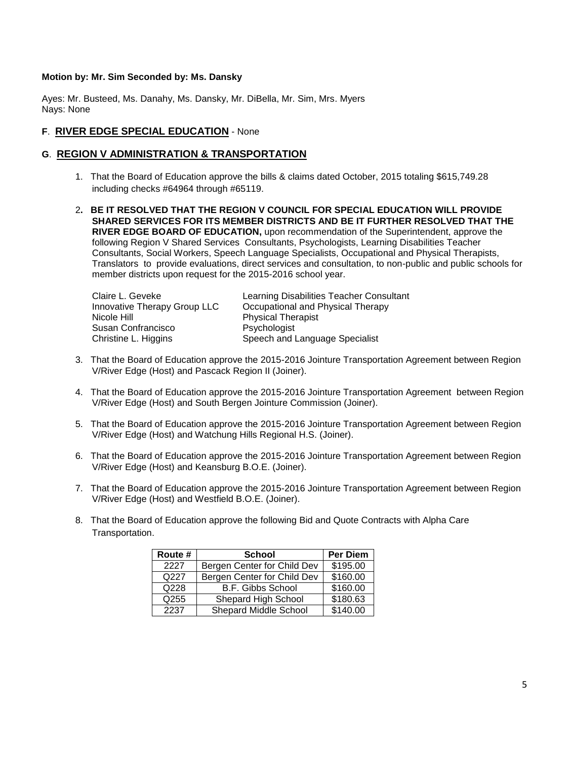**Motion by: Mr. Sim Seconded by: Ms. Dansky**

Ayes: Mr. Busteed, Ms. Danahy, Ms. Dansky, Mr. DiBella, Mr. Sim, Mrs. Myers
Nays: None

**F**. **RIVER EDGE SPECIAL EDUCATION** - None

**G**. **REGION V ADMINISTRATION & TRANSPORTATION**

1. That the Board of Education approve the bills & claims dated October, 2015 totaling $615,749.28 including checks #64964 through #65119.

2. **BE IT RESOLVED THAT THE REGION V COUNCIL FOR SPECIAL EDUCATION WILL PROVIDE SHARED SERVICES FOR ITS MEMBER DISTRICTS AND BE IT FURTHER RESOLVED THAT THE RIVER EDGE BOARD OF EDUCATION,** upon recommendation of the Superintendent, approve the following Region V Shared Services Consultants, Psychologists, Learning Disabilities Teacher Consultants, Social Workers, Speech Language Specialists, Occupational and Physical Therapists, Translators to provide evaluations, direct services and consultation, to non-public and public schools for member districts upon request for the 2015-2016 school year.

   | | |
   |---|---|
   | Claire L. Geveke | Learning Disabilities Teacher Consultant |
   | Innovative Therapy Group LLC | Occupational and Physical Therapy |
   | Nicole Hill | Physical Therapist |
   | Susan Confrancisco | Psychologist |
   | Christine L. Higgins | Speech and Language Specialist |

3. That the Board of Education approve the 2015-2016 Jointure Transportation Agreement between Region V/River Edge (Host) and Pascack Region II (Joiner).

4. That the Board of Education approve the 2015-2016 Jointure Transportation Agreement between Region V/River Edge (Host) and South Bergen Jointure Commission (Joiner).

5. That the Board of Education approve the 2015-2016 Jointure Transportation Agreement between Region V/River Edge (Host) and Watchung Hills Regional H.S. (Joiner).

6. That the Board of Education approve the 2015-2016 Jointure Transportation Agreement between Region V/River Edge (Host) and Keansburg B.O.E. (Joiner).

7. That the Board of Education approve the 2015-2016 Jointure Transportation Agreement between Region V/River Edge (Host) and Westfield B.O.E. (Joiner).

8. That the Board of Education approve the following Bid and Quote Contracts with Alpha Care Transportation.

   | Route # | School | Per Diem |
   |---|---|---|
   | 2227 | Bergen Center for Child Dev | $195.00 |
   | Q227 | Bergen Center for Child Dev | $160.00 |
   | Q228 | B.F. Gibbs School | $160.00 |
   | Q255 | Shepard High School | $180.63 |
   | 2237 | Shepard Middle School | $140.00 |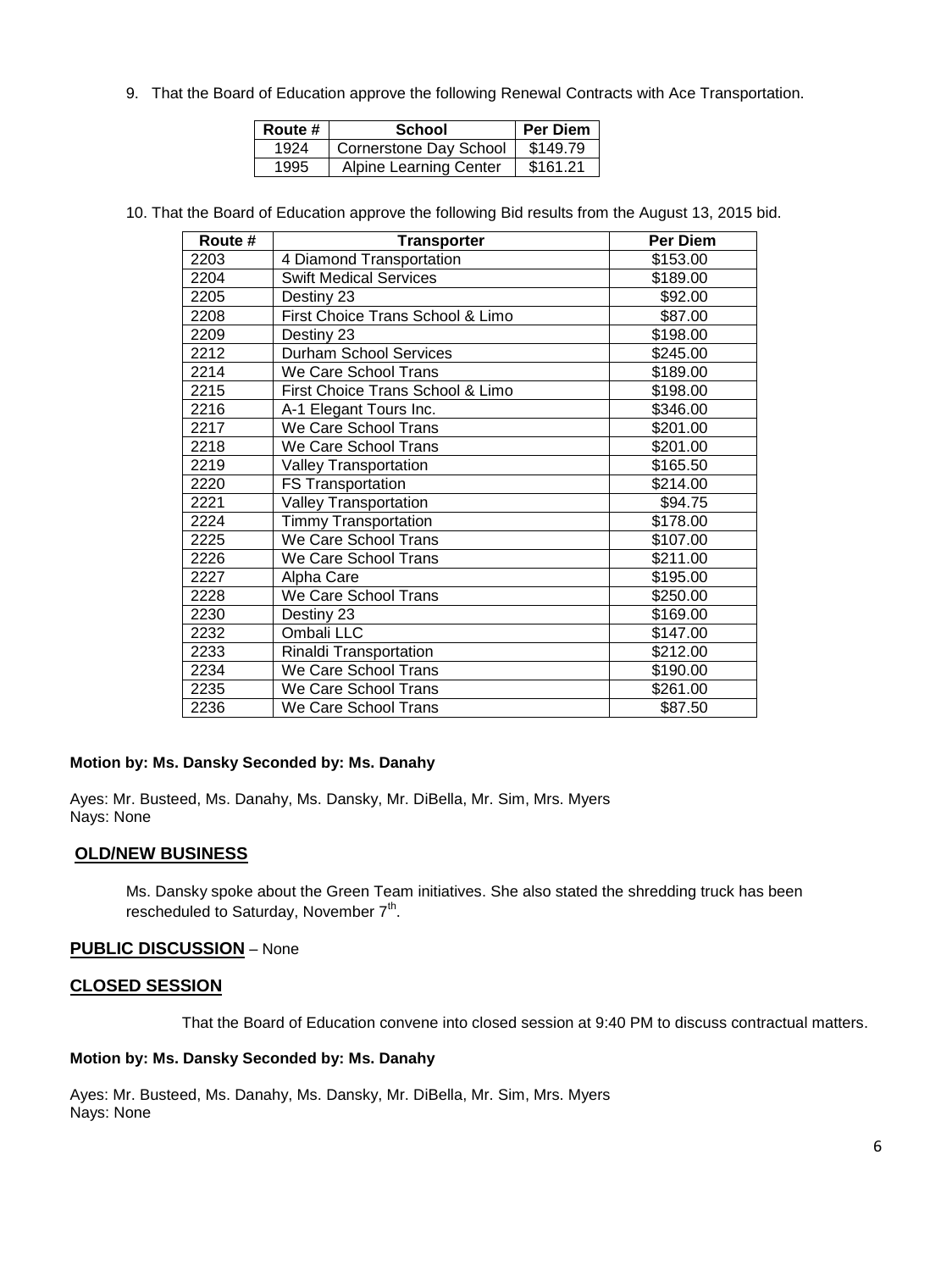9. That the Board of Education approve the following Renewal Contracts with Ace Transportation.

| Route # | School | Per Diem |
|---|---|---|
| 1924 | Cornerstone Day School | $149.79 |
| 1995 | Alpine Learning Center | $161.21 |

10. That the Board of Education approve the following Bid results from the August 13, 2015 bid.

| Route # | Transporter | Per Diem |
|---|---|---|
| 2203 | 4 Diamond Transportation | $153.00 |
| 2204 | Swift Medical Services | $189.00 |
| 2205 | Destiny 23 | $92.00 |
| 2208 | First Choice Trans School & Limo | $87.00 |
| 2209 | Destiny 23 | $198.00 |
| 2212 | Durham School Services | $245.00 |
| 2214 | We Care School Trans | $189.00 |
| 2215 | First Choice Trans School & Limo | $198.00 |
| 2216 | A-1 Elegant Tours Inc. | $346.00 |
| 2217 | We Care School Trans | $201.00 |
| 2218 | We Care School Trans | $201.00 |
| 2219 | Valley Transportation | $165.50 |
| 2220 | FS Transportation | $214.00 |
| 2221 | Valley Transportation | $94.75 |
| 2224 | Timmy Transportation | $178.00 |
| 2225 | We Care School Trans | $107.00 |
| 2226 | We Care School Trans | $211.00 |
| 2227 | Alpha Care | $195.00 |
| 2228 | We Care School Trans | $250.00 |
| 2230 | Destiny 23 | $169.00 |
| 2232 | Ombali LLC | $147.00 |
| 2233 | Rinaldi Transportation | $212.00 |
| 2234 | We Care School Trans | $190.00 |
| 2235 | We Care School Trans | $261.00 |
| 2236 | We Care School Trans | $87.50 |

**Motion by: Ms. Dansky Seconded by: Ms. Danahy**

Ayes: Mr. Busteed, Ms. Danahy, Ms. Dansky, Mr. DiBella, Mr. Sim, Mrs. Myers
Nays: None

## OLD/NEW BUSINESS

Ms. Dansky spoke about the Green Team initiatives. She also stated the shredding truck has been rescheduled to Saturday, November 7th.

## PUBLIC DISCUSSION – None

## CLOSED SESSION

That the Board of Education convene into closed session at 9:40 PM to discuss contractual matters.

**Motion by: Ms. Dansky Seconded by: Ms. Danahy**

Ayes: Mr. Busteed, Ms. Danahy, Ms. Dansky, Mr. DiBella, Mr. Sim, Mrs. Myers
Nays: None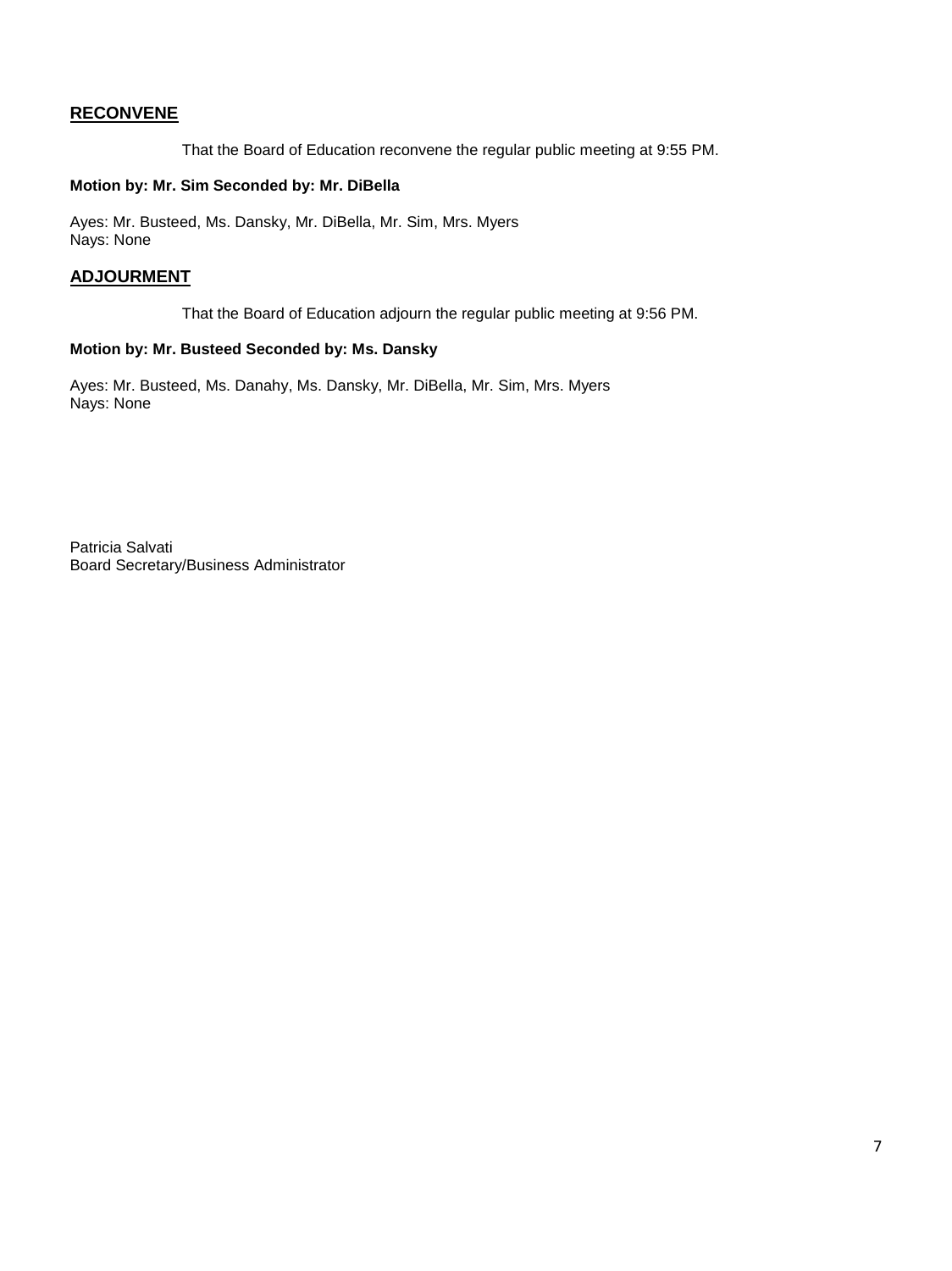## RECONVENE

That the Board of Education reconvene the regular public meeting at 9:55 PM.

**Motion by: Mr. Sim Seconded by: Mr. DiBella**

Ayes: Mr. Busteed, Ms. Dansky, Mr. DiBella, Mr. Sim, Mrs. Myers
Nays: None

## ADJOURMENT

That the Board of Education adjourn the regular public meeting at 9:56 PM.

**Motion by: Mr. Busteed Seconded by: Ms. Dansky**

Ayes: Mr. Busteed, Ms. Danahy, Ms. Dansky, Mr. DiBella, Mr. Sim, Mrs. Myers
Nays: None

Patricia Salvati
Board Secretary/Business Administrator